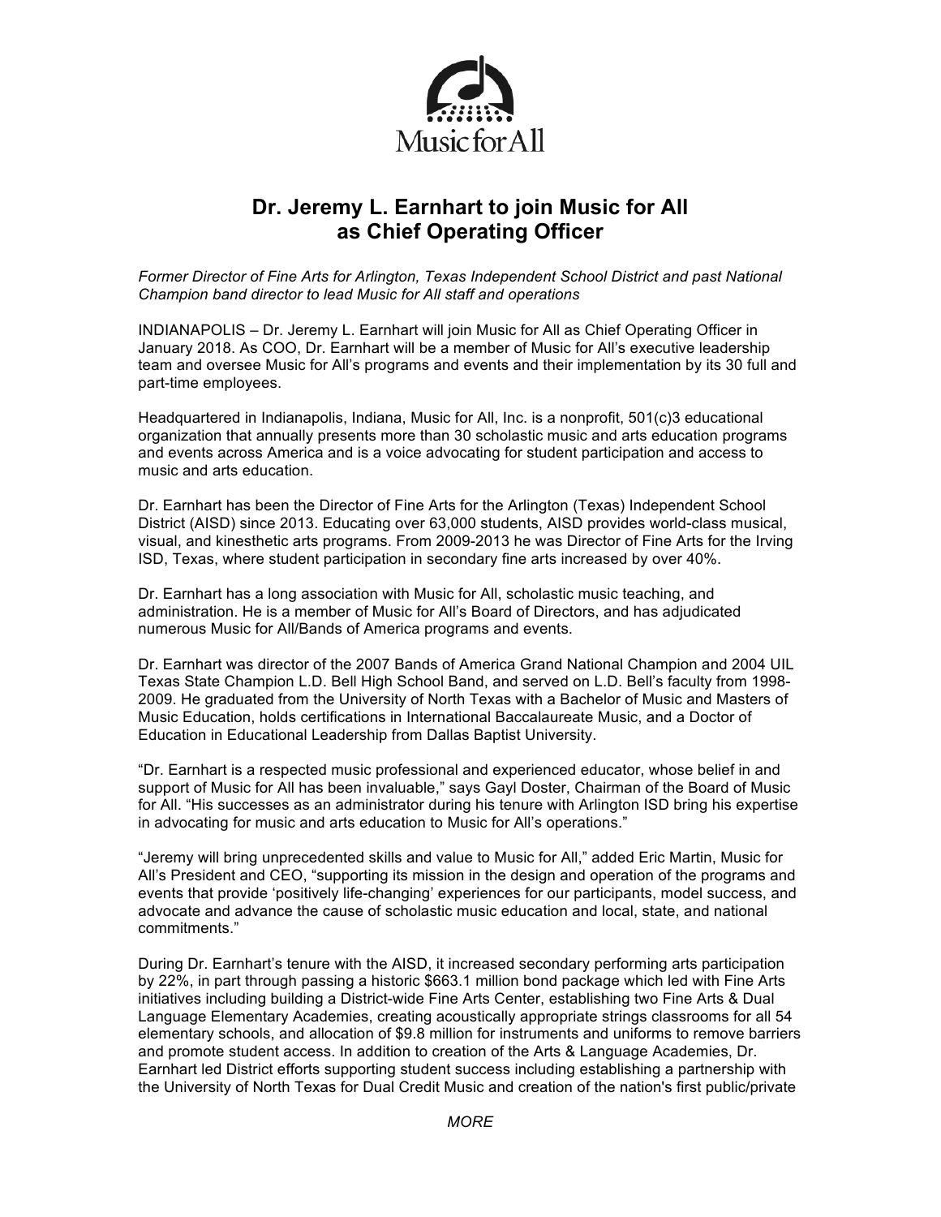Music for All

# Dr. Jeremy L. Earnhart to join Music for All as Chief Operating Officer

*Former Director of Fine Arts for Arlington, Texas Independent School District and past National Champion band director to lead Music for All staff and operations*

INDIANAPOLIS – Dr. Jeremy L. Earnhart will join Music for All as Chief Operating Officer in January 2018. As COO, Dr. Earnhart will be a member of Music for All's executive leadership team and oversee Music for All's programs and events and their implementation by its 30 full and part-time employees.

Headquartered in Indianapolis, Indiana, Music for All, Inc. is a nonprofit, 501(c)3 educational organization that annually presents more than 30 scholastic music and arts education programs and events across America and is a voice advocating for student participation and access to music and arts education.

Dr. Earnhart has been the Director of Fine Arts for the Arlington (Texas) Independent School District (AISD) since 2013. Educating over 63,000 students, AISD provides world-class musical, visual, and kinesthetic arts programs. From 2009-2013 he was Director of Fine Arts for the Irving ISD, Texas, where student participation in secondary fine arts increased by over 40%.

Dr. Earnhart has a long association with Music for All, scholastic music teaching, and administration. He is a member of Music for All's Board of Directors, and has adjudicated numerous Music for All/Bands of America programs and events.

Dr. Earnhart was director of the 2007 Bands of America Grand National Champion and 2004 UIL Texas State Champion L.D. Bell High School Band, and served on L.D. Bell's faculty from 1998-2009. He graduated from the University of North Texas with a Bachelor of Music and Masters of Music Education, holds certifications in International Baccalaureate Music, and a Doctor of Education in Educational Leadership from Dallas Baptist University.

"Dr. Earnhart is a respected music professional and experienced educator, whose belief in and support of Music for All has been invaluable," says Gayl Doster, Chairman of the Board of Music for All. "His successes as an administrator during his tenure with Arlington ISD bring his expertise in advocating for music and arts education to Music for All's operations."

"Jeremy will bring unprecedented skills and value to Music for All," added Eric Martin, Music for All's President and CEO, "supporting its mission in the design and operation of the programs and events that provide 'positively life-changing' experiences for our participants, model success, and advocate and advance the cause of scholastic music education and local, state, and national commitments."

During Dr. Earnhart's tenure with the AISD, it increased secondary performing arts participation by 22%, in part through passing a historic $663.1 million bond package which led with Fine Arts initiatives including building a District-wide Fine Arts Center, establishing two Fine Arts & Dual Language Elementary Academies, creating acoustically appropriate strings classrooms for all 54 elementary schools, and allocation of $9.8 million for instruments and uniforms to remove barriers and promote student access. In addition to creation of the Arts & Language Academies, Dr. Earnhart led District efforts supporting student success including establishing a partnership with the University of North Texas for Dual Credit Music and creation of the nation's first public/private

*MORE*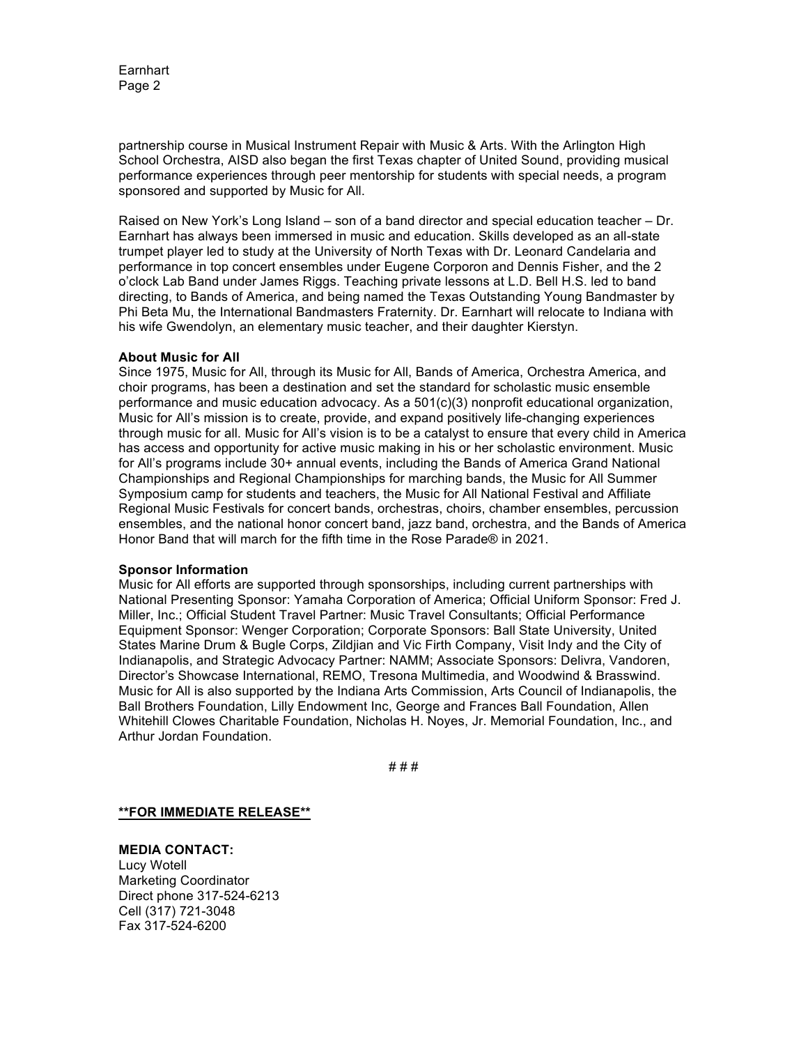partnership course in Musical Instrument Repair with Music & Arts. With the Arlington High School Orchestra, AISD also began the first Texas chapter of United Sound, providing musical performance experiences through peer mentorship for students with special needs, a program sponsored and supported by Music for All.

Raised on New York's Long Island – son of a band director and special education teacher – Dr. Earnhart has always been immersed in music and education. Skills developed as an all-state trumpet player led to study at the University of North Texas with Dr. Leonard Candelaria and performance in top concert ensembles under Eugene Corporon and Dennis Fisher, and the 2 o'clock Lab Band under James Riggs. Teaching private lessons at L.D. Bell H.S. led to band directing, to Bands of America, and being named the Texas Outstanding Young Bandmaster by Phi Beta Mu, the International Bandmasters Fraternity. Dr. Earnhart will relocate to Indiana with his wife Gwendolyn, an elementary music teacher, and their daughter Kierstyn.

**About Music for All**
Since 1975, Music for All, through its Music for All, Bands of America, Orchestra America, and choir programs, has been a destination and set the standard for scholastic music ensemble performance and music education advocacy. As a 501(c)(3) nonprofit educational organization, Music for All's mission is to create, provide, and expand positively life-changing experiences through music for all. Music for All's vision is to be a catalyst to ensure that every child in America has access and opportunity for active music making in his or her scholastic environment. Music for All's programs include 30+ annual events, including the Bands of America Grand National Championships and Regional Championships for marching bands, the Music for All Summer Symposium camp for students and teachers, the Music for All National Festival and Affiliate Regional Music Festivals for concert bands, orchestras, choirs, chamber ensembles, percussion ensembles, and the national honor concert band, jazz band, orchestra, and the Bands of America Honor Band that will march for the fifth time in the Rose Parade® in 2021.

**Sponsor Information**
Music for All efforts are supported through sponsorships, including current partnerships with National Presenting Sponsor: Yamaha Corporation of America; Official Uniform Sponsor: Fred J. Miller, Inc.; Official Student Travel Partner: Music Travel Consultants; Official Performance Equipment Sponsor: Wenger Corporation; Corporate Sponsors: Ball State University, United States Marine Drum & Bugle Corps, Zildjian and Vic Firth Company, Visit Indy and the City of Indianapolis, and Strategic Advocacy Partner: NAMM; Associate Sponsors: Delivra, Vandoren, Director's Showcase International, REMO, Tresona Multimedia, and Woodwind & Brasswind. Music for All is also supported by the Indiana Arts Commission, Arts Council of Indianapolis, the Ball Brothers Foundation, Lilly Endowment Inc, George and Frances Ball Foundation, Allen Whitehill Clowes Charitable Foundation, Nicholas H. Noyes, Jr. Memorial Foundation, Inc., and Arthur Jordan Foundation.

# # #

**<u>**FOR IMMEDIATE RELEASE**</u>**

**MEDIA CONTACT:**
Lucy Wotell
Marketing Coordinator
Direct phone 317-524-6213
Cell (317) 721-3048
Fax 317-524-6200